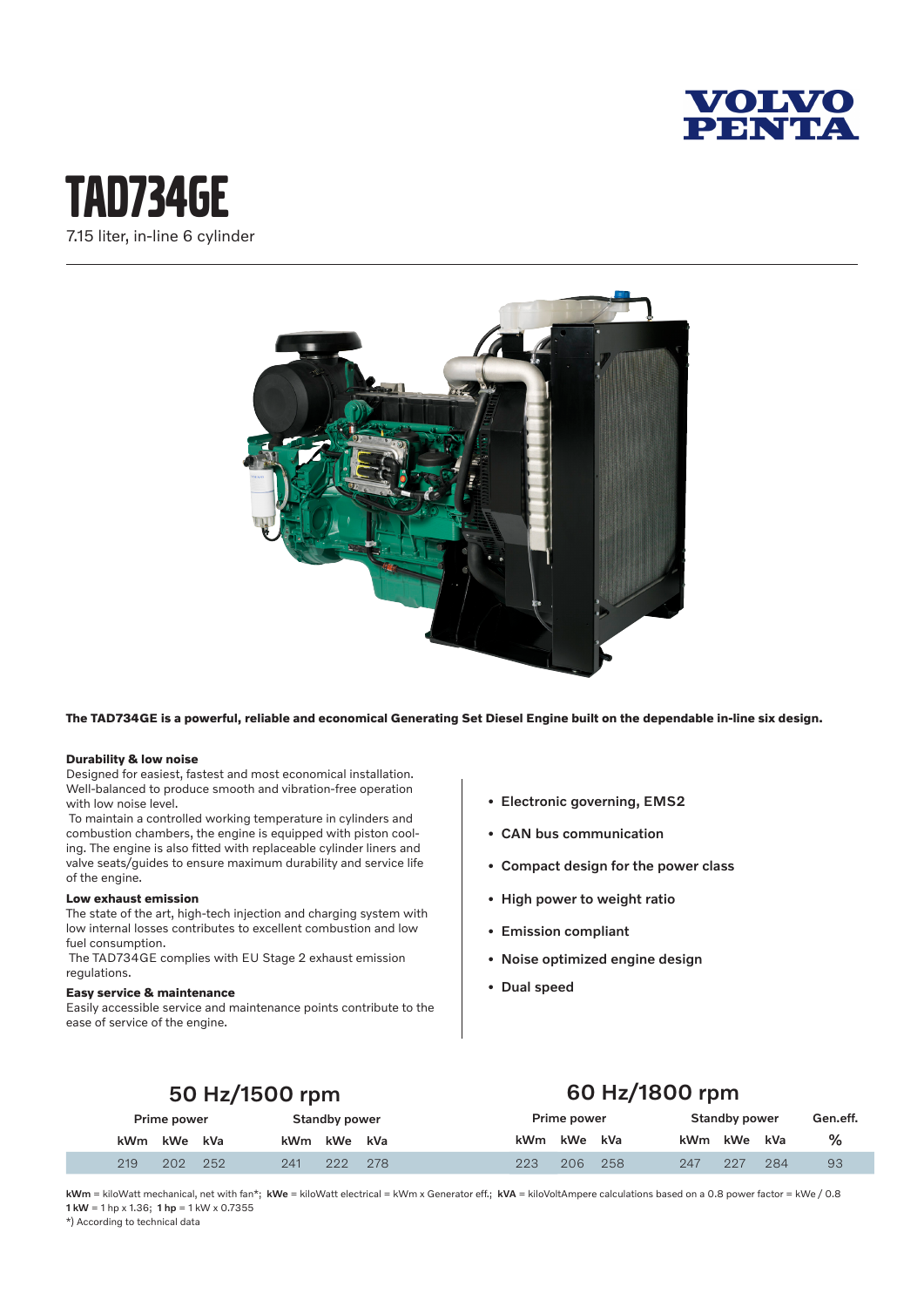VOLVO PENTA

# TAD734GE

7.15 liter, in-line 6 cylinder

**The TAD734GE is a powerful, reliable and economical Generating Set Diesel Engine built on the dependable in-line six design.**

### Durability & low noise

Designed for easiest, fastest and most economical installation. Well-balanced to produce smooth and vibration-free operation with low noise level.

To maintain a controlled working temperature in cylinders and combustion chambers, the engine is equipped with piston cooling. The engine is also fitted with replaceable cylinder liners and valve seats/guides to ensure maximum durability and service life of the engine.

### Low exhaust emission

The state of the art, high-tech injection and charging system with low internal losses contributes to excellent combustion and low fuel consumption.

The TAD734GE complies with EU Stage 2 exhaust emission regulations.

### Easy service & maintenance

Easily accessible service and maintenance points contribute to the ease of service of the engine.

- **Electronic governing, EMS2**
- **CAN bus communication**
- **Compact design for the power class**
- **High power to weight ratio**
- **Emission compliant**
- **Noise optimized engine design**
- **Dual speed**

| 50 Hz/1500 rpm | | | | | | 60 Hz/1800 rpm | | | | | | |
|---|---|---|---|---|---|---|---|---|---|---|---|---|
| Prime power | | | Standby power | | | Prime power | | | Standby power | | | Gen.eff. |
| kWm | kWe | kVa | kWm | kWe | kVa | kWm | kWe | kVa | kWm | kWe | kVa | % |
| 219 | 202 | 252 | 241 | 222 | 278 | 223 | 206 | 258 | 247 | 227 | 284 | 93 |

**kWm** = kiloWatt mechanical, net with fan*; **kWe** = kiloWatt electrical = kWm x Generator eff.; **kVA** = kiloVoltAmpere calculations based on a 0.8 power factor = kWe / 0.8
**1 kW** = 1 hp x 1.36; **1 hp** = 1 kW x 0.7355
*) According to technical data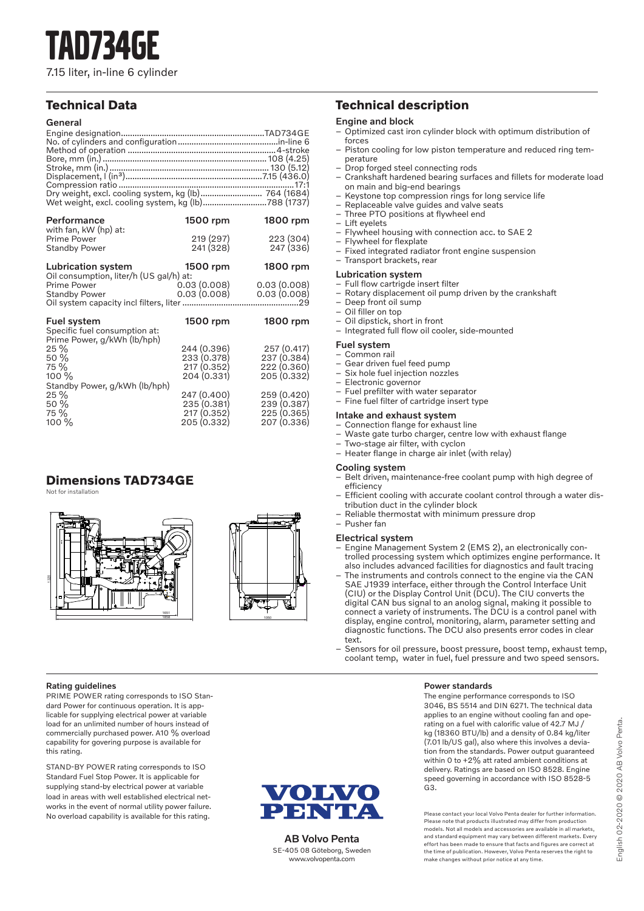# TAD734GE

7.15 liter, in-line 6 cylinder

## Technical Data

### General

| | |
|---|---|
| Engine designation | TAD734GE |
| No. of cylinders and configuration | in-line 6 |
| Method of operation | 4-stroke |
| Bore, mm (in.) | 108 (4.25) |
| Stroke, mm (in.) | 130 (5.12) |
| Displacement, l (in³) | 7.15 (436.0) |
| Compression ratio | 17:1 |
| Dry weight, excl. cooling system, kg (lb) | 764 (1684) |
| Wet weight, excl. cooling system, kg (lb) | 788 (1737) |

| Performance with fan, kW (hp) at: | 1500 rpm | 1800 rpm |
|---|---|---|
| Prime Power | 219 (297) | 223 (304) |
| Standby Power | 241 (328) | 247 (336) |

| Lubrication system | 1500 rpm | 1800 rpm |
|---|---|---|
| Oil consumption, liter/h (US gal/h) at: | | |
| Prime Power | 0.03 (0.008) | 0.03 (0.008) |
| Standby Power | 0.03 (0.008) | 0.03 (0.008) |
| Oil system capacity incl filters, liter | | 29 |

| Fuel system | 1500 rpm | 1800 rpm |
|---|---|---|
| Specific fuel consumption at: | | |
| Prime Power, g/kWh (lb/hph) | | |
| 25 % | 244 (0.396) | 257 (0.417) |
| 50 % | 233 (0.378) | 237 (0.384) |
| 75 % | 217 (0.352) | 222 (0.360) |
| 100 % | 204 (0.331) | 205 (0.332) |
| Standby Power, g/kWh (lb/hph) | | |
| 25 % | 247 (0.400) | 259 (0.420) |
| 50 % | 235 (0.381) | 239 (0.387) |
| 75 % | 217 (0.352) | 225 (0.365) |
| 100 % | 205 (0.332) | 207 (0.336) |

## Dimensions TAD734GE

Not for installation

1330

1651
1858

1050

## Technical description

### Engine and block

- Optimized cast iron cylinder block with optimum distribution of forces
- Piston cooling for low piston temperature and reduced ring temperature
- Drop forged steel connecting rods
- Crankshaft hardened bearing surfaces and fillets for moderate load on main and big-end bearings
- Keystone top compression rings for long service life
- Replaceable valve guides and valve seats
- Three PTO positions at flywheel end
- Lift eyelets
- Flywheel housing with connection acc. to SAE 2
- Flywheel for flexplate
- Fixed integrated radiator front engine suspension
- Transport brackets, rear

### Lubrication system

- Full flow cartridge insert filter
- Rotary displacement oil pump driven by the crankshaft
- Deep front oil sump
- Oil filler on top
- Oil dipstick, short in front
- Integrated full flow oil cooler, side-mounted

### Fuel system

- Common rail
- Gear driven fuel feed pump
- Six hole fuel injection nozzles
- Electronic governor
- Fuel prefilter with water separator
- Fine fuel filter of cartridge insert type

### Intake and exhaust system

- Connection flange for exhaust line
- Waste gate turbo charger, centre low with exhaust flange
- Two-stage air filter, with cyclon
- Heater flange in charge air inlet (with relay)

### Cooling system

- Belt driven, maintenance-free coolant pump with high degree of efficiency
- Efficient cooling with accurate coolant control through a water distribution duct in the cylinder block
- Reliable thermostat with minimum pressure drop
- Pusher fan

### Electrical system

- Engine Management System 2 (EMS 2), an electronically controlled processing system which optimizes engine performance. It also includes advanced facilities for diagnostics and fault tracing
- The instruments and controls connect to the engine via the CAN SAE J1939 interface, either through the Control Interface Unit (CIU) or the Display Control Unit (DCU). The CIU converts the digital CAN bus signal to an anolog signal, making it possible to connect a variety of instruments. The DCU is a control panel with display, engine control, monitoring, alarm, parameter setting and diagnostic functions. The DCU also presents error codes in clear text.
- Sensors for oil pressure, boost pressure, boost temp, exhaust temp, coolant temp, water in fuel, fuel pressure and two speed sensors.

### Rating guidelines

PRIME POWER rating corresponds to ISO Standard Power for continuous operation. It is applicable for supplying electrical power at variable load for an unlimited number of hours instead of commercially purchased power. A10 % overload capability for governing purpose is available for this rating.

STAND-BY POWER rating corresponds to ISO Standard Fuel Stop Power. It is applicable for supplying stand-by electrical power at variable load in areas with well established electrical networks in the event of normal utility power failure. No overload capability is available for this rating.

VOLVO PENTA

**AB Volvo Penta**
SE-405 08 Göteborg, Sweden
www.volvopenta.com

### Power standards

The engine performance corresponds to ISO 3046, BS 5514 and DIN 6271. The technical data applies to an engine without cooling fan and operating on a fuel with calorific value of 42.7 MJ / kg (18360 BTU/lb) and a density of 0.84 kg/liter (7.01 lb/US gal), also where this involves a deviation from the standards. Power output guaranteed within 0 to +2% att rated ambient conditions at delivery. Ratings are based on ISO 8528. Engine speed governing in accordance with ISO 8528-5 G3.

Please contact your local Volvo Penta dealer for further information. Please note that products illustrated may differ from production models. Not all models and accessories are available in all markets, and standard equipment may vary between different markets. Every effort has been made to ensure that facts and figures are correct at the time of publication. However, Volvo Penta reserves the right to make changes without prior notice at any time.

English 02-2020 © 2020 AB Volvo Penta.